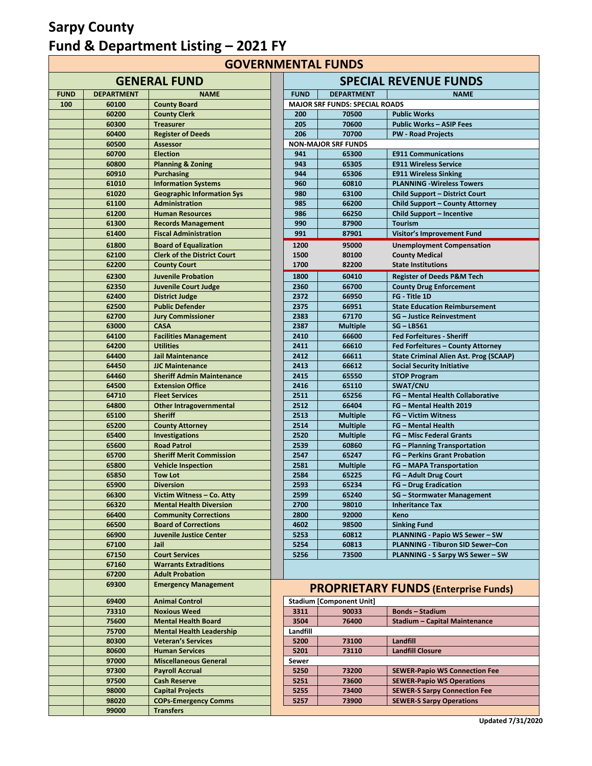# Sarpy County
# Fund & Department Listing – 2021 FY

## GOVERNMENTAL FUNDS

### GENERAL FUND

| FUND | DEPARTMENT | NAME |
|---|---|---|
| 100 | 60100 | County Board |
| | 60200 | County Clerk |
| | 60300 | Treasurer |
| | 60400 | Register of Deeds |
| | 60500 | Assessor |
| | 60700 | Election |
| | 60800 | Planning & Zoning |
| | 60910 | Purchasing |
| | 61010 | Information Systems |
| | 61020 | Geographic Information Sys |
| | 61100 | Administration |
| | 61200 | Human Resources |
| | 61300 | Records Management |
| | 61400 | Fiscal Administration |
| | 61800 | Board of Equalization |
| | 62100 | Clerk of the District Court |
| | 62200 | County Court |
| | 62300 | Juvenile Probation |
| | 62350 | Juvenile Court Judge |
| | 62400 | District Judge |
| | 62500 | Public Defender |
| | 62700 | Jury Commissioner |
| | 63000 | CASA |
| | 64100 | Facilities Management |
| | 64200 | Utilities |
| | 64400 | Jail Maintenance |
| | 64450 | JJC Maintenance |
| | 64460 | Sheriff Admin Maintenance |
| | 64500 | Extension Office |
| | 64710 | Fleet Services |
| | 64800 | Other Intragovernmental |
| | 65100 | Sheriff |
| | 65200 | County Attorney |
| | 65400 | Investigations |
| | 65600 | Road Patrol |
| | 65700 | Sheriff Merit Commission |
| | 65800 | Vehicle Inspection |
| | 65850 | Tow Lot |
| | 65900 | Diversion |
| | 66300 | Victim Witness – Co. Atty |
| | 66320 | Mental Health Diversion |
| | 66400 | Community Corrections |
| | 66500 | Board of Corrections |
| | 66900 | Juvenile Justice Center |
| | 67100 | Jail |
| | 67150 | Court Services |
| | 67160 | Warrants Extraditions |
| | 67200 | Adult Probation |
| | 69300 | Emergency Management |
| | 69400 | Animal Control |
| | 73310 | Noxious Weed |
| | 75600 | Mental Health Board |
| | 75700 | Mental Health Leadership |
| | 80300 | Veteran's Services |
| | 80600 | Human Services |
| | 97000 | Miscellaneous General |
| | 97300 | Payroll Accrual |
| | 97500 | Cash Reserve |
| | 98000 | Capital Projects |
| | 98020 | COPs-Emergency Comms |
| | 99000 | Transfers |

### SPECIAL REVENUE FUNDS

| FUND | DEPARTMENT | NAME |
|---|---|---|
| **MAJOR SRF FUNDS: SPECIAL ROADS** | | |
| 200 | 70500 | Public Works |
| 205 | 70600 | Public Works – ASIP Fees |
| 206 | 70700 | PW - Road Projects |
| **NON-MAJOR SRF FUNDS** | | |
| 941 | 65300 | E911 Communications |
| 943 | 65305 | E911 Wireless Service |
| 944 | 65306 | E911 Wireless Sinking |
| 960 | 60810 | PLANNING -Wireless Towers |
| 980 | 63100 | Child Support – District Court |
| 985 | 66200 | Child Support – County Attorney |
| 986 | 66250 | Child Support – Incentive |
| 990 | 87900 | Tourism |
| 991 | 87901 | Visitor's Improvement Fund |
| 1200 | 95000 | Unemployment Compensation |
| 1500 | 80100 | County Medical |
| 1700 | 82200 | State Institutions |
| 1800 | 60410 | Register of Deeds P&M Tech |
| 2360 | 66700 | County Drug Enforcement |
| 2372 | 66950 | FG - Title 1D |
| 2375 | 66951 | State Education Reimbursement |
| 2383 | 67170 | SG – Justice Reinvestment |
| 2387 | Multiple | SG – LB561 |
| 2410 | 66600 | Fed Forfeitures - Sheriff |
| 2411 | 66610 | Fed Forfeitures – County Attorney |
| 2412 | 66611 | State Criminal Alien Ast. Prog (SCAAP) |
| 2413 | 66612 | Social Security Initiative |
| 2415 | 65550 | STOP Program |
| 2416 | 65110 | SWAT/CNU |
| 2511 | 65256 | FG – Mental Health Collaborative |
| 2512 | 66404 | FG – Mental Health 2019 |
| 2513 | Multiple | FG – Victim Witness |
| 2514 | Multiple | FG – Mental Health |
| 2520 | Multiple | FG – Misc Federal Grants |
| 2539 | 60860 | FG – Planning Transportation |
| 2547 | 65247 | FG – Perkins Grant Probation |
| 2581 | Multiple | FG – MAPA Transportation |
| 2584 | 65225 | FG – Adult Drug Court |
| 2593 | 65234 | FG – Drug Eradication |
| 2599 | 65240 | SG – Stormwater Management |
| 2700 | 98010 | Inheritance Tax |
| 2800 | 92000 | Keno |
| 4602 | 98500 | Sinking Fund |
| 5253 | 60812 | PLANNING - Papio WS Sewer – SW |
| 5254 | 60813 | PLANNING - Tiburon SID Sewer–Con |
| 5256 | 73500 | PLANNING - S Sarpy WS Sewer – SW |

## PROPRIETARY FUNDS (Enterprise Funds)

| FUND | DEPARTMENT | NAME |
|---|---|---|
| **Stadium [Component Unit]** | | |
| 3311 | 90033 | Bonds – Stadium |
| 3504 | 76400 | Stadium – Capital Maintenance |
| **Landfill** | | |
| 5200 | 73100 | Landfill |
| 5201 | 73110 | Landfill Closure |
| **Sewer** | | |
| 5250 | 73200 | SEWER-Papio WS Connection Fee |
| 5251 | 73600 | SEWER-Papio WS Operations |
| 5255 | 73400 | SEWER-S Sarpy Connection Fee |
| 5257 | 73900 | SEWER-S Sarpy Operations |

Updated 7/31/2020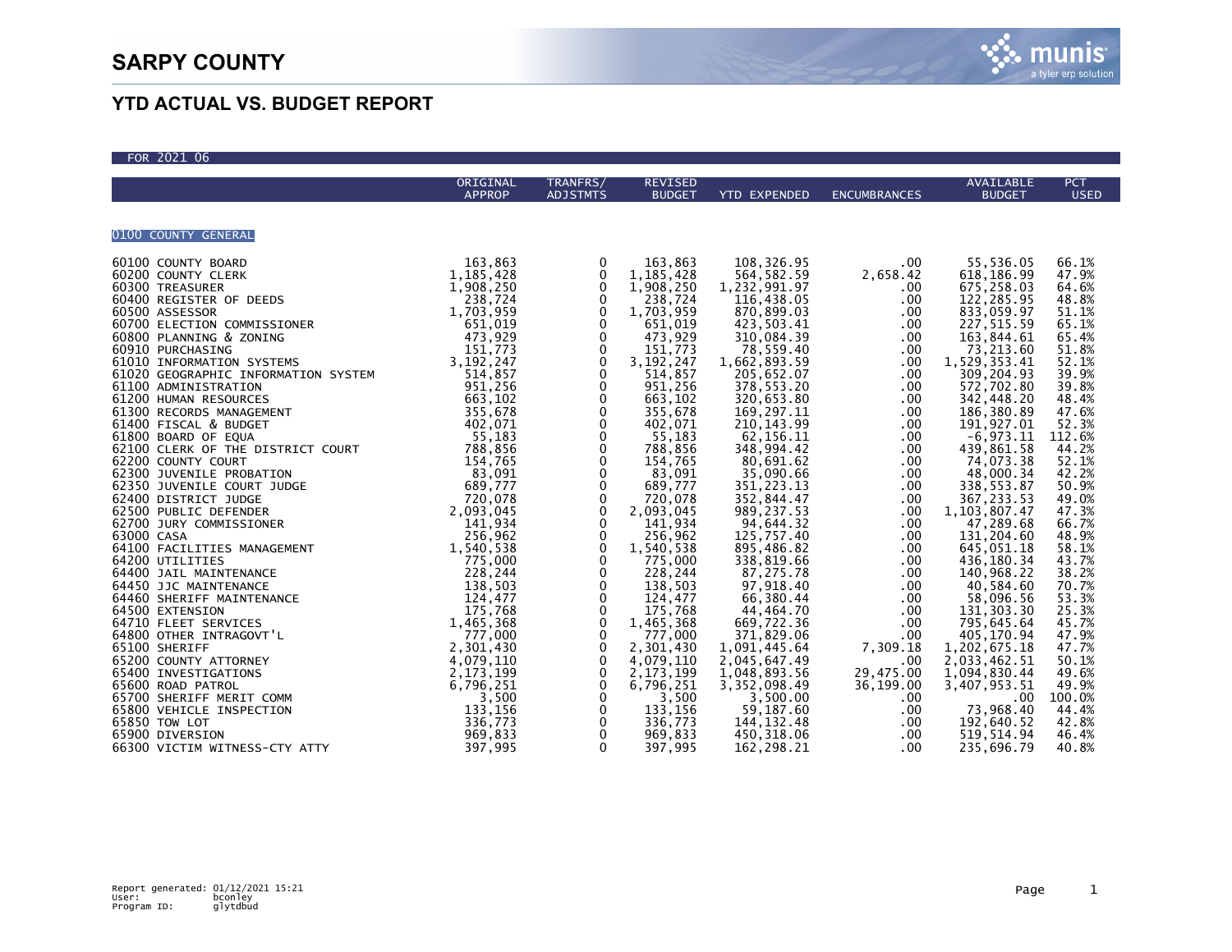# SARPY COUNTY

## YTD ACTUAL VS. BUDGET REPORT

FOR 2021 06

| | ORIGINAL APPROP | TRANFRS/ ADJSTMTS | REVISED BUDGET | YTD EXPENDED | ENCUMBRANCES | AVAILABLE BUDGET | PCT USED |
|---|---|---|---|---|---|---|---|
| **0100 COUNTY GENERAL** | | | | | | | |
| 60100 COUNTY BOARD | 163,863 | 0 | 163,863 | 108,326.95 | .00 | 55,536.05 | 66.1% |
| 60200 COUNTY CLERK | 1,185,428 | 0 | 1,185,428 | 564,582.59 | 2,658.42 | 618,186.99 | 47.9% |
| 60300 TREASURER | 1,908,250 | 0 | 1,908,250 | 1,232,991.97 | .00 | 675,258.03 | 64.6% |
| 60400 REGISTER OF DEEDS | 238,724 | 0 | 238,724 | 116,438.05 | .00 | 122,285.95 | 48.8% |
| 60500 ASSESSOR | 1,703,959 | 0 | 1,703,959 | 870,899.03 | .00 | 833,059.97 | 51.1% |
| 60700 ELECTION COMMISSIONER | 651,019 | 0 | 651,019 | 423,503.41 | .00 | 227,515.59 | 65.1% |
| 60800 PLANNING & ZONING | 473,929 | 0 | 473,929 | 310,084.39 | .00 | 163,844.61 | 65.4% |
| 60910 PURCHASING | 151,773 | 0 | 151,773 | 78,559.40 | .00 | 73,213.60 | 51.8% |
| 61010 INFORMATION SYSTEMS | 3,192,247 | 0 | 3,192,247 | 1,662,893.59 | .00 | 1,529,353.41 | 52.1% |
| 61020 GEOGRAPHIC INFORMATION SYSTEM | 514,857 | 0 | 514,857 | 205,652.07 | .00 | 309,204.93 | 39.9% |
| 61100 ADMINISTRATION | 951,256 | 0 | 951,256 | 378,553.20 | .00 | 572,702.80 | 39.8% |
| 61200 HUMAN RESOURCES | 663,102 | 0 | 663,102 | 320,653.80 | .00 | 342,448.20 | 48.4% |
| 61300 RECORDS MANAGEMENT | 355,678 | 0 | 355,678 | 169,297.11 | .00 | 186,380.89 | 47.6% |
| 61400 FISCAL & BUDGET | 402,071 | 0 | 402,071 | 210,143.99 | .00 | 191,927.01 | 52.3% |
| 61800 BOARD OF EQUA | 55,183 | 0 | 55,183 | 62,156.11 | .00 | -6,973.11 | 112.6% |
| 62100 CLERK OF THE DISTRICT COURT | 788,856 | 0 | 788,856 | 348,994.42 | .00 | 439,861.58 | 44.2% |
| 62200 COUNTY COURT | 154,765 | 0 | 154,765 | 80,691.62 | .00 | 74,073.38 | 52.1% |
| 62300 JUVENILE PROBATION | 83,091 | 0 | 83,091 | 35,090.66 | .00 | 48,000.34 | 42.2% |
| 62350 JUVENILE COURT JUDGE | 689,777 | 0 | 689,777 | 351,223.13 | .00 | 338,553.87 | 50.9% |
| 62400 DISTRICT JUDGE | 720,078 | 0 | 720,078 | 352,844.47 | .00 | 367,233.53 | 49.0% |
| 62500 PUBLIC DEFENDER | 2,093,045 | 0 | 2,093,045 | 989,237.53 | .00 | 1,103,807.47 | 47.3% |
| 62700 JURY COMMISSIONER | 141,934 | 0 | 141,934 | 94,644.32 | .00 | 47,289.68 | 66.7% |
| 63000 CASA | 256,962 | 0 | 256,962 | 125,757.40 | .00 | 131,204.60 | 48.9% |
| 64100 FACILITIES MANAGEMENT | 1,540,538 | 0 | 1,540,538 | 895,486.82 | .00 | 645,051.18 | 58.1% |
| 64200 UTILITIES | 775,000 | 0 | 775,000 | 338,819.66 | .00 | 436,180.34 | 43.7% |
| 64400 JAIL MAINTENANCE | 228,244 | 0 | 228,244 | 87,275.78 | .00 | 140,968.22 | 38.2% |
| 64450 JJC MAINTENANCE | 138,503 | 0 | 138,503 | 97,918.40 | .00 | 40,584.60 | 70.7% |
| 64460 SHERIFF MAINTENANCE | 124,477 | 0 | 124,477 | 66,380.44 | .00 | 58,096.56 | 53.3% |
| 64500 EXTENSION | 175,768 | 0 | 175,768 | 44,464.70 | .00 | 131,303.30 | 25.3% |
| 64710 FLEET SERVICES | 1,465,368 | 0 | 1,465,368 | 669,722.36 | .00 | 795,645.64 | 45.7% |
| 64800 OTHER INTRAGOVT'L | 777,000 | 0 | 777,000 | 371,829.06 | .00 | 405,170.94 | 47.9% |
| 65100 SHERIFF | 2,301,430 | 0 | 2,301,430 | 1,091,445.64 | 7,309.18 | 1,202,675.18 | 47.7% |
| 65200 COUNTY ATTORNEY | 4,079,110 | 0 | 4,079,110 | 2,045,647.49 | .00 | 2,033,462.51 | 50.1% |
| 65400 INVESTIGATIONS | 2,173,199 | 0 | 2,173,199 | 1,048,893.56 | 29,475.00 | 1,094,830.44 | 49.6% |
| 65600 ROAD PATROL | 6,796,251 | 0 | 6,796,251 | 3,352,098.49 | 36,199.00 | 3,407,953.51 | 49.9% |
| 65700 SHERIFF MERIT COMM | 3,500 | 0 | 3,500 | 3,500.00 | .00 | .00 | 100.0% |
| 65800 VEHICLE INSPECTION | 133,156 | 0 | 133,156 | 59,187.60 | .00 | 73,968.40 | 44.4% |
| 65850 TOW LOT | 336,773 | 0 | 336,773 | 144,132.48 | .00 | 192,640.52 | 42.8% |
| 65900 DIVERSION | 969,833 | 0 | 969,833 | 450,318.06 | .00 | 519,514.94 | 46.4% |
| 66300 VICTIM WITNESS-CTY ATTY | 397,995 | 0 | 397,995 | 162,298.21 | .00 | 235,696.79 | 40.8% |

Report generated: 01/12/2021 15:21
User: bconley
Program ID: glytdbud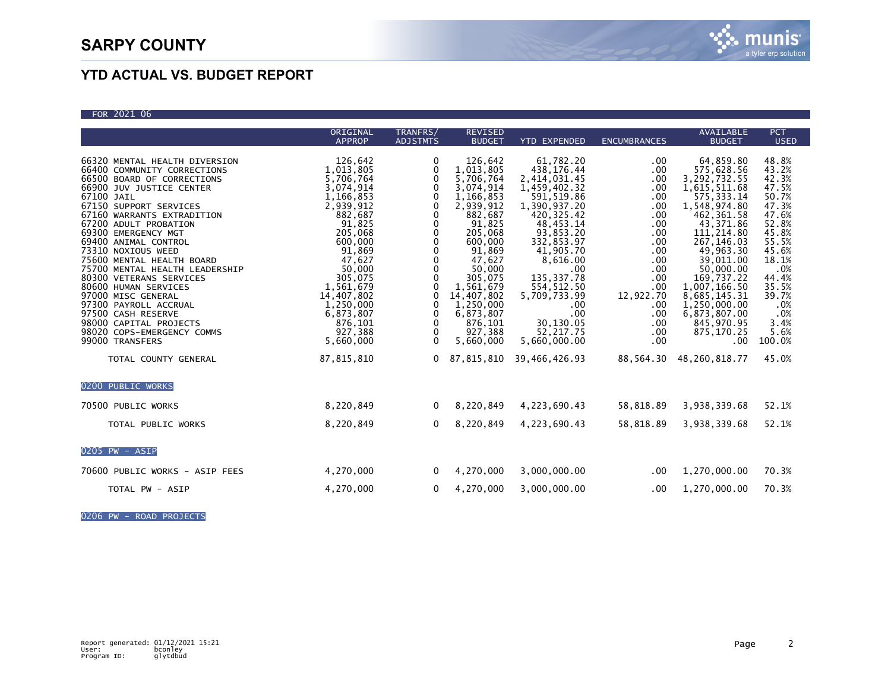# SARPY COUNTY

## YTD ACTUAL VS. BUDGET REPORT

FOR 2021 06

| | ORIGINAL APPROP | TRANFRS/ ADJSTMTS | REVISED BUDGET | YTD EXPENDED | ENCUMBRANCES | AVAILABLE BUDGET | PCT USED |
|---|---|---|---|---|---|---|---|
| 66320 MENTAL HEALTH DIVERSION | 126,642 | 0 | 126,642 | 61,782.20 | .00 | 64,859.80 | 48.8% |
| 66400 COMMUNITY CORRECTIONS | 1,013,805 | 0 | 1,013,805 | 438,176.44 | .00 | 575,628.56 | 43.2% |
| 66500 BOARD OF CORRECTIONS | 5,706,764 | 0 | 5,706,764 | 2,414,031.45 | .00 | 3,292,732.55 | 42.3% |
| 66900 JUV JUSTICE CENTER | 3,074,914 | 0 | 3,074,914 | 1,459,402.32 | .00 | 1,615,511.68 | 47.5% |
| 67100 JAIL | 1,166,853 | 0 | 1,166,853 | 591,519.86 | .00 | 575,333.14 | 50.7% |
| 67150 SUPPORT SERVICES | 2,939,912 | 0 | 2,939,912 | 1,390,937.20 | .00 | 1,548,974.80 | 47.3% |
| 67160 WARRANTS EXTRADITION | 882,687 | 0 | 882,687 | 420,325.42 | .00 | 462,361.58 | 47.6% |
| 67200 ADULT PROBATION | 91,825 | 0 | 91,825 | 48,453.14 | .00 | 43,371.86 | 52.8% |
| 69300 EMERGENCY MGT | 205,068 | 0 | 205,068 | 93,853.20 | .00 | 111,214.80 | 45.8% |
| 69400 ANIMAL CONTROL | 600,000 | 0 | 600,000 | 332,853.97 | .00 | 267,146.03 | 55.5% |
| 73310 NOXIOUS WEED | 91,869 | 0 | 91,869 | 41,905.70 | .00 | 49,963.30 | 45.6% |
| 75600 MENTAL HEALTH BOARD | 47,627 | 0 | 47,627 | 8,616.00 | .00 | 39,011.00 | 18.1% |
| 75700 MENTAL HEALTH LEADERSHIP | 50,000 | 0 | 50,000 | .00 | .00 | 50,000.00 | .0% |
| 80300 VETERANS SERVICES | 305,075 | 0 | 305,075 | 135,337.78 | .00 | 169,737.22 | 44.4% |
| 80600 HUMAN SERVICES | 1,561,679 | 0 | 1,561,679 | 554,512.50 | .00 | 1,007,166.50 | 35.5% |
| 97000 MISC GENERAL | 14,407,802 | 0 | 14,407,802 | 5,709,733.99 | 12,922.70 | 8,685,145.31 | 39.7% |
| 97300 PAYROLL ACCRUAL | 1,250,000 | 0 | 1,250,000 | .00 | .00 | 1,250,000.00 | .0% |
| 97500 CASH RESERVE | 6,873,807 | 0 | 6,873,807 | .00 | .00 | 6,873,807.00 | .0% |
| 98000 CAPITAL PROJECTS | 876,101 | 0 | 876,101 | 30,130.05 | .00 | 845,970.95 | 3.4% |
| 98020 COPS-EMERGENCY COMMS | 927,388 | 0 | 927,388 | 52,217.75 | .00 | 875,170.25 | 5.6% |
| 99000 TRANSFERS | 5,660,000 | 0 | 5,660,000 | 5,660,000.00 | .00 | .00 | 100.0% |
| TOTAL COUNTY GENERAL | 87,815,810 | 0 | 87,815,810 | 39,466,426.93 | 88,564.30 | 48,260,818.77 | 45.0% |
| **0200 PUBLIC WORKS** | | | | | | | |
| 70500 PUBLIC WORKS | 8,220,849 | 0 | 8,220,849 | 4,223,690.43 | 58,818.89 | 3,938,339.68 | 52.1% |
| TOTAL PUBLIC WORKS | 8,220,849 | 0 | 8,220,849 | 4,223,690.43 | 58,818.89 | 3,938,339.68 | 52.1% |
| **0205 PW - ASIP** | | | | | | | |
| 70600 PUBLIC WORKS - ASIP FEES | 4,270,000 | 0 | 4,270,000 | 3,000,000.00 | .00 | 1,270,000.00 | 70.3% |
| TOTAL PW - ASIP | 4,270,000 | 0 | 4,270,000 | 3,000,000.00 | .00 | 1,270,000.00 | 70.3% |
| **0206 PW - ROAD PROJECTS** | | | | | | | |

Report generated: 01/12/2021 15:21
User: bconley
Program ID: glytdbud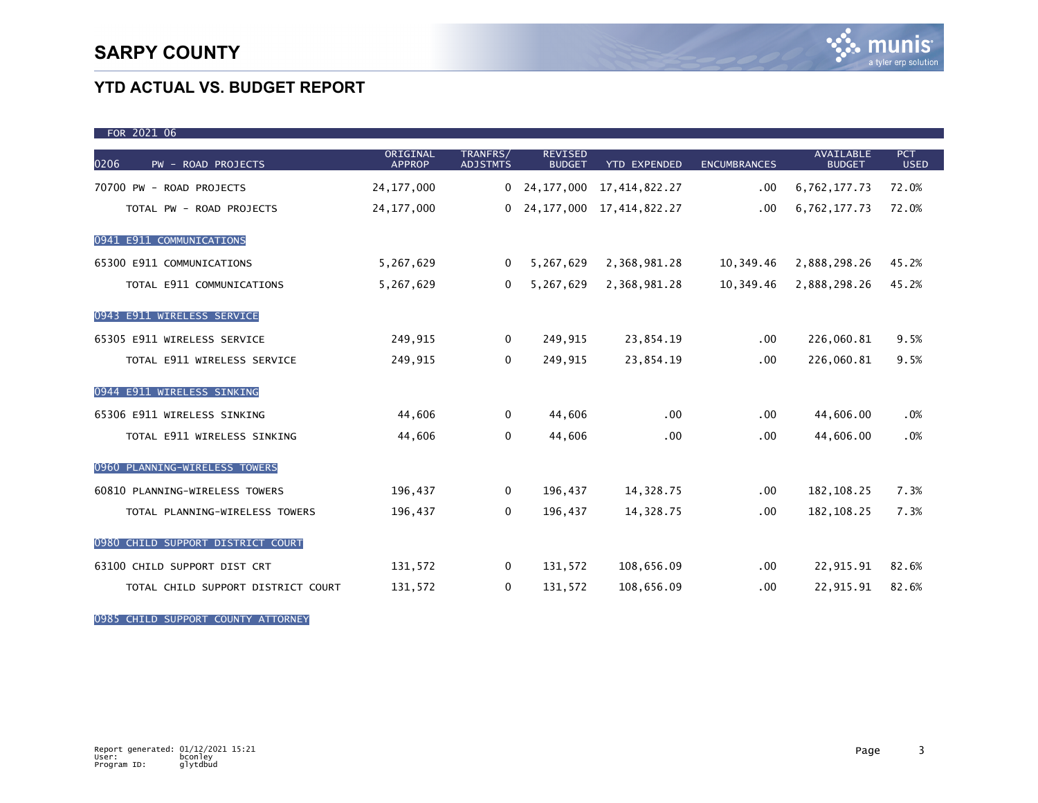# SARPY COUNTY

## YTD ACTUAL VS. BUDGET REPORT

FOR 2021 06

| 0206 PW - ROAD PROJECTS | ORIGINAL APPROP | TRANFRS/ ADJSTMTS | REVISED BUDGET | YTD EXPENDED | ENCUMBRANCES | AVAILABLE BUDGET | PCT USED |
|---|---|---|---|---|---|---|---|
| 70700 PW - ROAD PROJECTS | 24,177,000 | 0 | 24,177,000 | 17,414,822.27 | .00 | 6,762,177.73 | 72.0% |
| TOTAL PW - ROAD PROJECTS | 24,177,000 | 0 | 24,177,000 | 17,414,822.27 | .00 | 6,762,177.73 | 72.0% |
| **0941 E911 COMMUNICATIONS** | | | | | | | |
| 65300 E911 COMMUNICATIONS | 5,267,629 | 0 | 5,267,629 | 2,368,981.28 | 10,349.46 | 2,888,298.26 | 45.2% |
| TOTAL E911 COMMUNICATIONS | 5,267,629 | 0 | 5,267,629 | 2,368,981.28 | 10,349.46 | 2,888,298.26 | 45.2% |
| **0943 E911 WIRELESS SERVICE** | | | | | | | |
| 65305 E911 WIRELESS SERVICE | 249,915 | 0 | 249,915 | 23,854.19 | .00 | 226,060.81 | 9.5% |
| TOTAL E911 WIRELESS SERVICE | 249,915 | 0 | 249,915 | 23,854.19 | .00 | 226,060.81 | 9.5% |
| **0944 E911 WIRELESS SINKING** | | | | | | | |
| 65306 E911 WIRELESS SINKING | 44,606 | 0 | 44,606 | .00 | .00 | 44,606.00 | .0% |
| TOTAL E911 WIRELESS SINKING | 44,606 | 0 | 44,606 | .00 | .00 | 44,606.00 | .0% |
| **0960 PLANNING-WIRELESS TOWERS** | | | | | | | |
| 60810 PLANNING-WIRELESS TOWERS | 196,437 | 0 | 196,437 | 14,328.75 | .00 | 182,108.25 | 7.3% |
| TOTAL PLANNING-WIRELESS TOWERS | 196,437 | 0 | 196,437 | 14,328.75 | .00 | 182,108.25 | 7.3% |
| **0980 CHILD SUPPORT DISTRICT COURT** | | | | | | | |
| 63100 CHILD SUPPORT DIST CRT | 131,572 | 0 | 131,572 | 108,656.09 | .00 | 22,915.91 | 82.6% |
| TOTAL CHILD SUPPORT DISTRICT COURT | 131,572 | 0 | 131,572 | 108,656.09 | .00 | 22,915.91 | 82.6% |
| **0985 CHILD SUPPORT COUNTY ATTORNEY** | | | | | | | |

Report generated: 01/12/2021 15:21
User: bconley
Program ID: glytdbud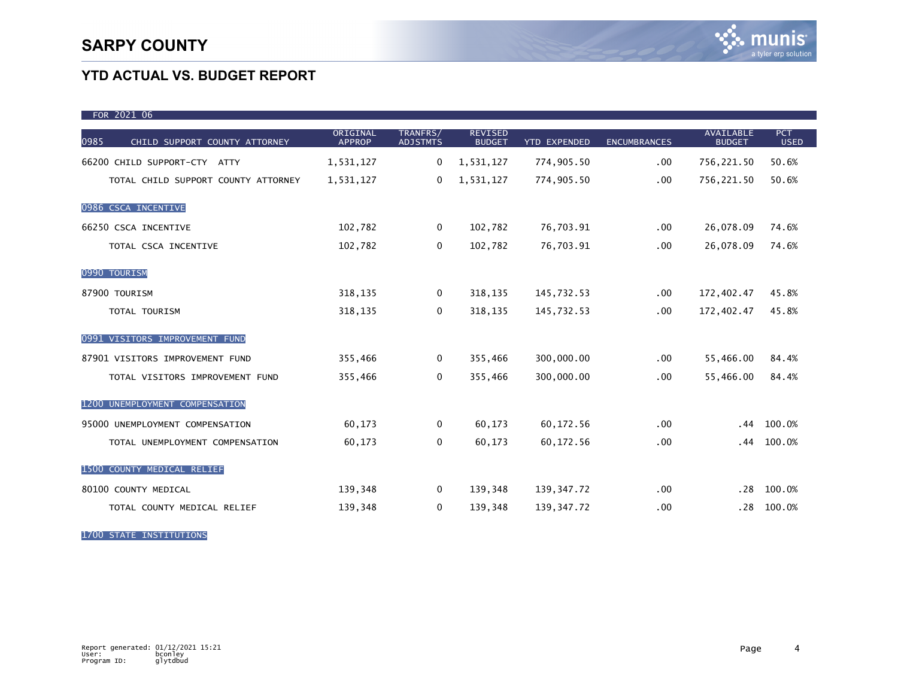# SARPY COUNTY

## YTD ACTUAL VS. BUDGET REPORT

FOR 2021 06

| 0985 CHILD SUPPORT COUNTY ATTORNEY | ORIGINAL APPROP | TRANFRS/ ADJSTMTS | REVISED BUDGET | YTD EXPENDED | ENCUMBRANCES | AVAILABLE BUDGET | PCT USED |
|---|---|---|---|---|---|---|---|
| 66200 CHILD SUPPORT-CTY ATTY | 1,531,127 | 0 | 1,531,127 | 774,905.50 | .00 | 756,221.50 | 50.6% |
| TOTAL CHILD SUPPORT COUNTY ATTORNEY | 1,531,127 | 0 | 1,531,127 | 774,905.50 | .00 | 756,221.50 | 50.6% |
| **0986 CSCA INCENTIVE** | | | | | | | |
| 66250 CSCA INCENTIVE | 102,782 | 0 | 102,782 | 76,703.91 | .00 | 26,078.09 | 74.6% |
| TOTAL CSCA INCENTIVE | 102,782 | 0 | 102,782 | 76,703.91 | .00 | 26,078.09 | 74.6% |
| **0990 TOURISM** | | | | | | | |
| 87900 TOURISM | 318,135 | 0 | 318,135 | 145,732.53 | .00 | 172,402.47 | 45.8% |
| TOTAL TOURISM | 318,135 | 0 | 318,135 | 145,732.53 | .00 | 172,402.47 | 45.8% |
| **0991 VISITORS IMPROVEMENT FUND** | | | | | | | |
| 87901 VISITORS IMPROVEMENT FUND | 355,466 | 0 | 355,466 | 300,000.00 | .00 | 55,466.00 | 84.4% |
| TOTAL VISITORS IMPROVEMENT FUND | 355,466 | 0 | 355,466 | 300,000.00 | .00 | 55,466.00 | 84.4% |
| **1200 UNEMPLOYMENT COMPENSATION** | | | | | | | |
| 95000 UNEMPLOYMENT COMPENSATION | 60,173 | 0 | 60,173 | 60,172.56 | .00 | .44 | 100.0% |
| TOTAL UNEMPLOYMENT COMPENSATION | 60,173 | 0 | 60,173 | 60,172.56 | .00 | .44 | 100.0% |
| **1500 COUNTY MEDICAL RELIEF** | | | | | | | |
| 80100 COUNTY MEDICAL | 139,348 | 0 | 139,348 | 139,347.72 | .00 | .28 | 100.0% |
| TOTAL COUNTY MEDICAL RELIEF | 139,348 | 0 | 139,348 | 139,347.72 | .00 | .28 | 100.0% |
| **1700 STATE INSTITUTIONS** | | | | | | | |

Report generated: 01/12/2021 15:21
User: bconley
Program ID: glytdbud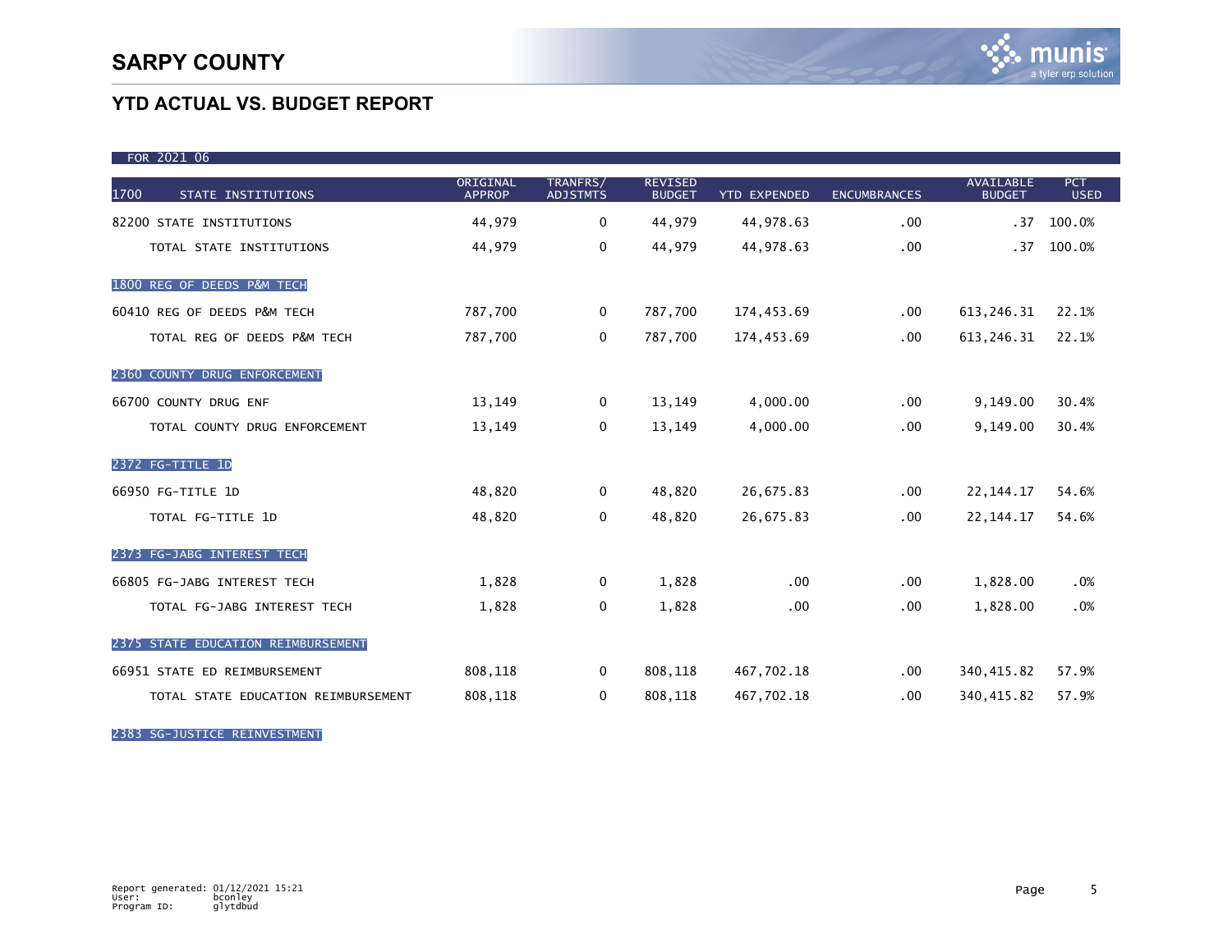# SARPY COUNTY

## YTD ACTUAL VS. BUDGET REPORT

FOR 2021 06

| 1700 STATE INSTITUTIONS | ORIGINAL APPROP | TRANFRS/ ADJSTMTS | REVISED BUDGET | YTD EXPENDED | ENCUMBRANCES | AVAILABLE BUDGET | PCT USED |
|---|---|---|---|---|---|---|---|
| 82200 STATE INSTITUTIONS | 44,979 | 0 | 44,979 | 44,978.63 | .00 | .37 | 100.0% |
| TOTAL STATE INSTITUTIONS | 44,979 | 0 | 44,979 | 44,978.63 | .00 | .37 | 100.0% |
| **1800 REG OF DEEDS P&M TECH** | | | | | | | |
| 60410 REG OF DEEDS P&M TECH | 787,700 | 0 | 787,700 | 174,453.69 | .00 | 613,246.31 | 22.1% |
| TOTAL REG OF DEEDS P&M TECH | 787,700 | 0 | 787,700 | 174,453.69 | .00 | 613,246.31 | 22.1% |
| **2360 COUNTY DRUG ENFORCEMENT** | | | | | | | |
| 66700 COUNTY DRUG ENF | 13,149 | 0 | 13,149 | 4,000.00 | .00 | 9,149.00 | 30.4% |
| TOTAL COUNTY DRUG ENFORCEMENT | 13,149 | 0 | 13,149 | 4,000.00 | .00 | 9,149.00 | 30.4% |
| **2372 FG-TITLE 1D** | | | | | | | |
| 66950 FG-TITLE 1D | 48,820 | 0 | 48,820 | 26,675.83 | .00 | 22,144.17 | 54.6% |
| TOTAL FG-TITLE 1D | 48,820 | 0 | 48,820 | 26,675.83 | .00 | 22,144.17 | 54.6% |
| **2373 FG-JABG INTEREST TECH** | | | | | | | |
| 66805 FG-JABG INTEREST TECH | 1,828 | 0 | 1,828 | .00 | .00 | 1,828.00 | .0% |
| TOTAL FG-JABG INTEREST TECH | 1,828 | 0 | 1,828 | .00 | .00 | 1,828.00 | .0% |
| **2375 STATE EDUCATION REIMBURSEMENT** | | | | | | | |
| 66951 STATE ED REIMBURSEMENT | 808,118 | 0 | 808,118 | 467,702.18 | .00 | 340,415.82 | 57.9% |
| TOTAL STATE EDUCATION REIMBURSEMENT | 808,118 | 0 | 808,118 | 467,702.18 | .00 | 340,415.82 | 57.9% |
| **2383 SG-JUSTICE REINVESTMENT** | | | | | | | |

Report generated: 01/12/2021 15:21
User: bconley
Program ID: glytdbud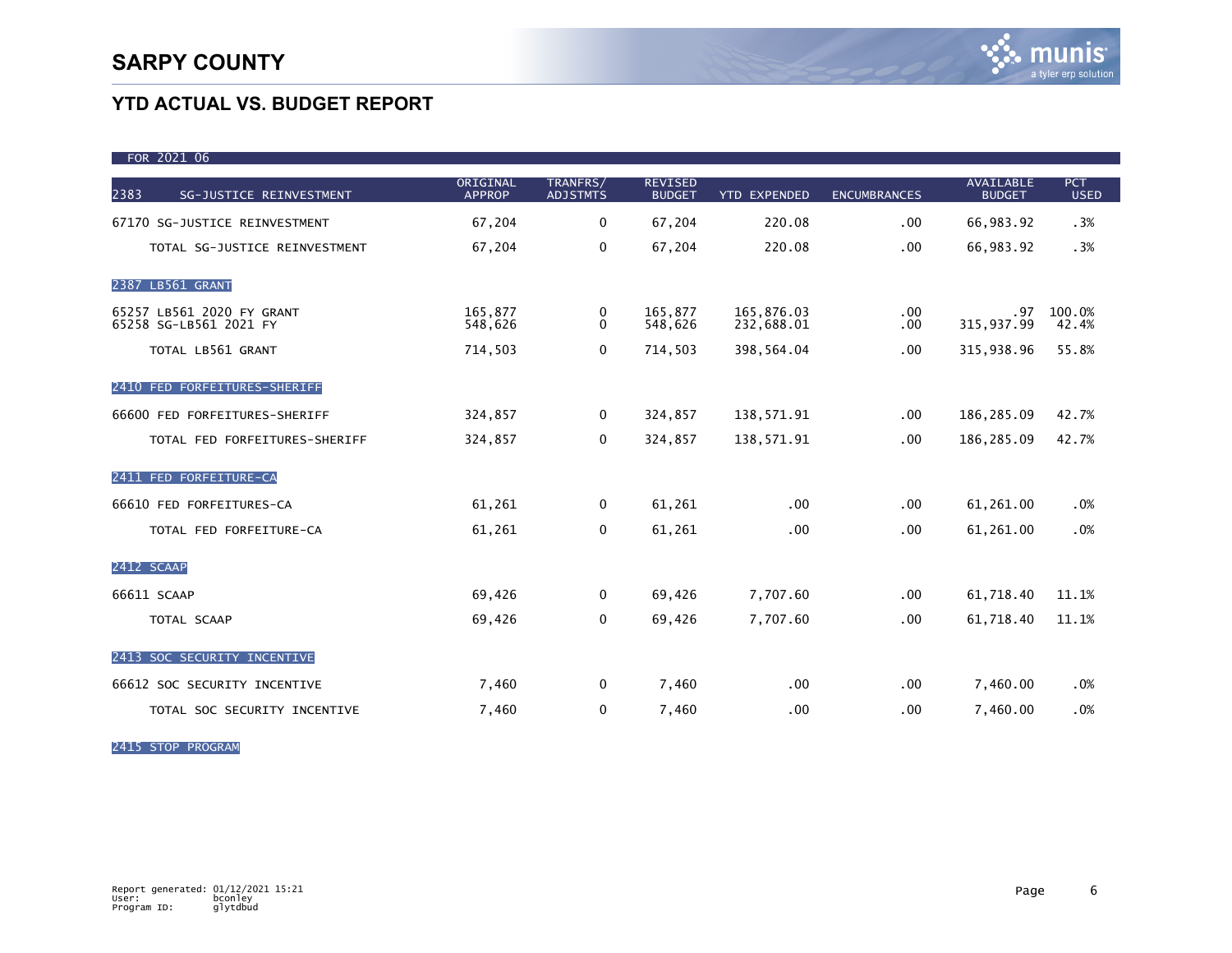# SARPY COUNTY

## YTD ACTUAL VS. BUDGET REPORT

FOR 2021 06

| 2383 SG-JUSTICE REINVESTMENT | ORIGINAL APPROP | TRANFRS/ ADJSTMTS | REVISED BUDGET | YTD EXPENDED | ENCUMBRANCES | AVAILABLE BUDGET | PCT USED |
|---|---|---|---|---|---|---|---|
| 67170 SG-JUSTICE REINVESTMENT | 67,204 | 0 | 67,204 | 220.08 | .00 | 66,983.92 | .3% |
| TOTAL SG-JUSTICE REINVESTMENT | 67,204 | 0 | 67,204 | 220.08 | .00 | 66,983.92 | .3% |
| **2387 LB561 GRANT** | | | | | | | |
| 65257 LB561 2020 FY GRANT | 165,877 | 0 | 165,877 | 165,876.03 | .00 | .97 | 100.0% |
| 65258 SG-LB561 2021 FY | 548,626 | 0 | 548,626 | 232,688.01 | .00 | 315,937.99 | 42.4% |
| TOTAL LB561 GRANT | 714,503 | 0 | 714,503 | 398,564.04 | .00 | 315,938.96 | 55.8% |
| **2410 FED FORFEITURES-SHERIFF** | | | | | | | |
| 66600 FED FORFEITURES-SHERIFF | 324,857 | 0 | 324,857 | 138,571.91 | .00 | 186,285.09 | 42.7% |
| TOTAL FED FORFEITURES-SHERIFF | 324,857 | 0 | 324,857 | 138,571.91 | .00 | 186,285.09 | 42.7% |
| **2411 FED FORFEITURE-CA** | | | | | | | |
| 66610 FED FORFEITURES-CA | 61,261 | 0 | 61,261 | .00 | .00 | 61,261.00 | .0% |
| TOTAL FED FORFEITURE-CA | 61,261 | 0 | 61,261 | .00 | .00 | 61,261.00 | .0% |
| **2412 SCAAP** | | | | | | | |
| 66611 SCAAP | 69,426 | 0 | 69,426 | 7,707.60 | .00 | 61,718.40 | 11.1% |
| TOTAL SCAAP | 69,426 | 0 | 69,426 | 7,707.60 | .00 | 61,718.40 | 11.1% |
| **2413 SOC SECURITY INCENTIVE** | | | | | | | |
| 66612 SOC SECURITY INCENTIVE | 7,460 | 0 | 7,460 | .00 | .00 | 7,460.00 | .0% |
| TOTAL SOC SECURITY INCENTIVE | 7,460 | 0 | 7,460 | .00 | .00 | 7,460.00 | .0% |
| **2415 STOP PROGRAM** | | | | | | | |

Report generated: 01/12/2021 15:21
User: bconley
Program ID: glytdbud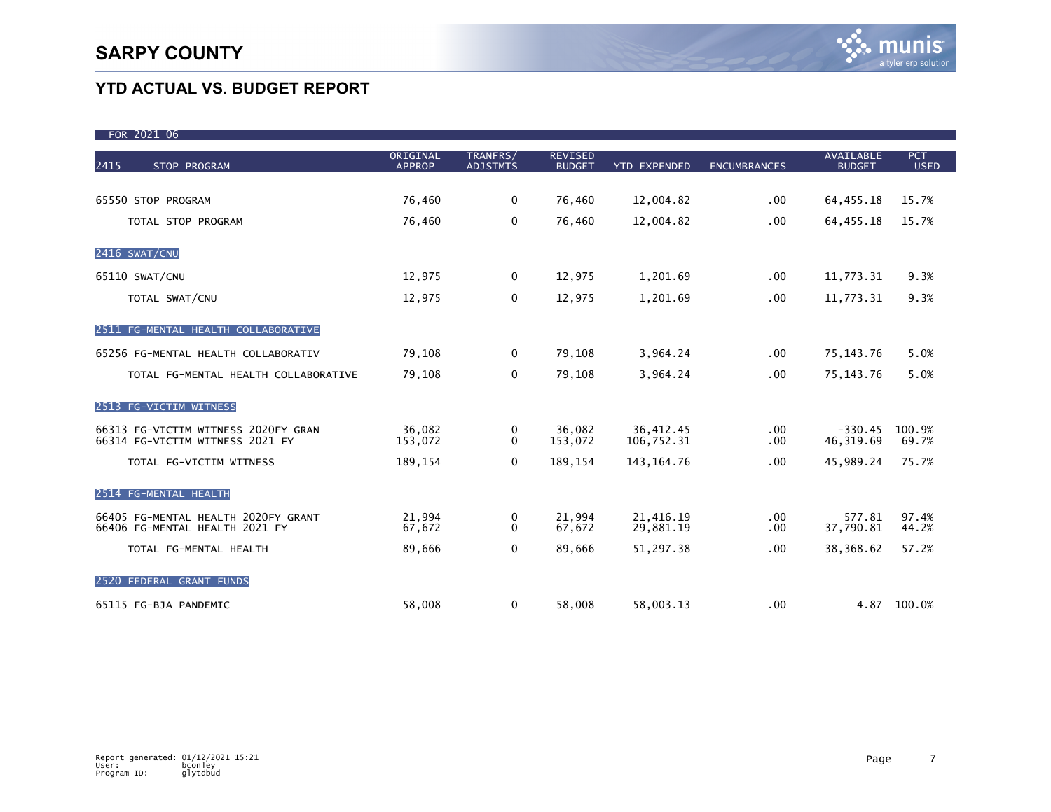# SARPY COUNTY

## YTD ACTUAL VS. BUDGET REPORT

FOR 2021 06

| 2415 STOP PROGRAM | ORIGINAL APPROP | TRANFRS/ ADJSTMTS | REVISED BUDGET | YTD EXPENDED | ENCUMBRANCES | AVAILABLE BUDGET | PCT USED |
|---|---|---|---|---|---|---|---|
| 65550 STOP PROGRAM | 76,460 | 0 | 76,460 | 12,004.82 | .00 | 64,455.18 | 15.7% |
| TOTAL STOP PROGRAM | 76,460 | 0 | 76,460 | 12,004.82 | .00 | 64,455.18 | 15.7% |
| **2416 SWAT/CNU** | | | | | | | |
| 65110 SWAT/CNU | 12,975 | 0 | 12,975 | 1,201.69 | .00 | 11,773.31 | 9.3% |
| TOTAL SWAT/CNU | 12,975 | 0 | 12,975 | 1,201.69 | .00 | 11,773.31 | 9.3% |
| **2511 FG-MENTAL HEALTH COLLABORATIVE** | | | | | | | |
| 65256 FG-MENTAL HEALTH COLLABORATIV | 79,108 | 0 | 79,108 | 3,964.24 | .00 | 75,143.76 | 5.0% |
| TOTAL FG-MENTAL HEALTH COLLABORATIVE | 79,108 | 0 | 79,108 | 3,964.24 | .00 | 75,143.76 | 5.0% |
| **2513 FG-VICTIM WITNESS** | | | | | | | |
| 66313 FG-VICTIM WITNESS 2020FY GRAN | 36,082 | 0 | 36,082 | 36,412.45 | .00 | -330.45 | 100.9% |
| 66314 FG-VICTIM WITNESS 2021 FY | 153,072 | 0 | 153,072 | 106,752.31 | .00 | 46,319.69 | 69.7% |
| TOTAL FG-VICTIM WITNESS | 189,154 | 0 | 189,154 | 143,164.76 | .00 | 45,989.24 | 75.7% |
| **2514 FG-MENTAL HEALTH** | | | | | | | |
| 66405 FG-MENTAL HEALTH 2020FY GRANT | 21,994 | 0 | 21,994 | 21,416.19 | .00 | 577.81 | 97.4% |
| 66406 FG-MENTAL HEALTH 2021 FY | 67,672 | 0 | 67,672 | 29,881.19 | .00 | 37,790.81 | 44.2% |
| TOTAL FG-MENTAL HEALTH | 89,666 | 0 | 89,666 | 51,297.38 | .00 | 38,368.62 | 57.2% |
| **2520 FEDERAL GRANT FUNDS** | | | | | | | |
| 65115 FG-BJA PANDEMIC | 58,008 | 0 | 58,008 | 58,003.13 | .00 | 4.87 | 100.0% |

Report generated: 01/12/2021 15:21
User: bconley
Program ID: glytdbud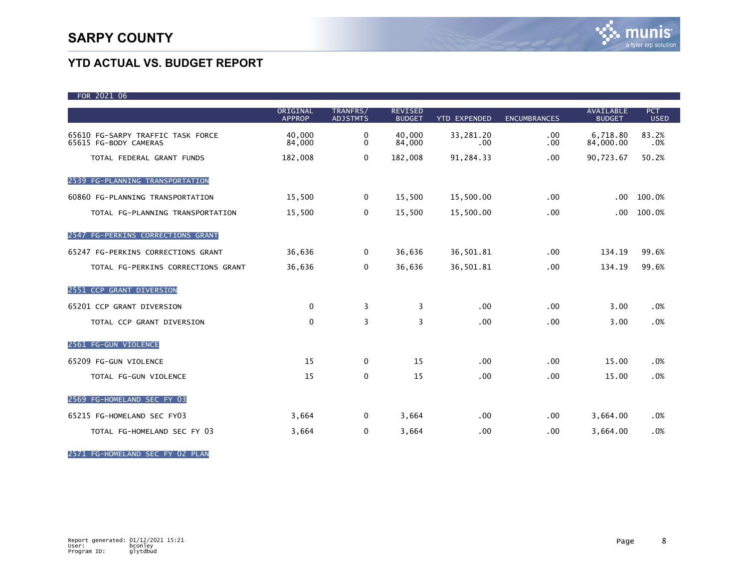# SARPY COUNTY

## YTD ACTUAL VS. BUDGET REPORT

FOR 2021 06

| | ORIGINAL APPROP | TRANFRS/ ADJSTMTS | REVISED BUDGET | YTD EXPENDED | ENCUMBRANCES | AVAILABLE BUDGET | PCT USED |
|---|---|---|---|---|---|---|---|
| 65610 FG-SARPY TRAFFIC TASK FORCE | 40,000 | 0 | 40,000 | 33,281.20 | .00 | 6,718.80 | 83.2% |
| 65615 FG-BODY CAMERAS | 84,000 | 0 | 84,000 | .00 | .00 | 84,000.00 | .0% |
| TOTAL FEDERAL GRANT FUNDS | 182,008 | 0 | 182,008 | 91,284.33 | .00 | 90,723.67 | 50.2% |
| **2539 FG-PLANNING TRANSPORTATION** | | | | | | | |
| 60860 FG-PLANNING TRANSPORTATION | 15,500 | 0 | 15,500 | 15,500.00 | .00 | .00 | 100.0% |
| TOTAL FG-PLANNING TRANSPORTATION | 15,500 | 0 | 15,500 | 15,500.00 | .00 | .00 | 100.0% |
| **2547 FG-PERKINS CORRECTIONS GRANT** | | | | | | | |
| 65247 FG-PERKINS CORRECTIONS GRANT | 36,636 | 0 | 36,636 | 36,501.81 | .00 | 134.19 | 99.6% |
| TOTAL FG-PERKINS CORRECTIONS GRANT | 36,636 | 0 | 36,636 | 36,501.81 | .00 | 134.19 | 99.6% |
| **2551 CCP GRANT DIVERSION** | | | | | | | |
| 65201 CCP GRANT DIVERSION | 0 | 3 | 3 | .00 | .00 | 3.00 | .0% |
| TOTAL CCP GRANT DIVERSION | 0 | 3 | 3 | .00 | .00 | 3.00 | .0% |
| **2561 FG-GUN VIOLENCE** | | | | | | | |
| 65209 FG-GUN VIOLENCE | 15 | 0 | 15 | .00 | .00 | 15.00 | .0% |
| TOTAL FG-GUN VIOLENCE | 15 | 0 | 15 | .00 | .00 | 15.00 | .0% |
| **2569 FG-HOMELAND SEC FY 03** | | | | | | | |
| 65215 FG-HOMELAND SEC FY03 | 3,664 | 0 | 3,664 | .00 | .00 | 3,664.00 | .0% |
| TOTAL FG-HOMELAND SEC FY 03 | 3,664 | 0 | 3,664 | .00 | .00 | 3,664.00 | .0% |
| **2571 FG-HOMELAND SEC FY 02 PLAN** | | | | | | | |

Report generated: 01/12/2021 15:21
User: bconley
Program ID: glytdbud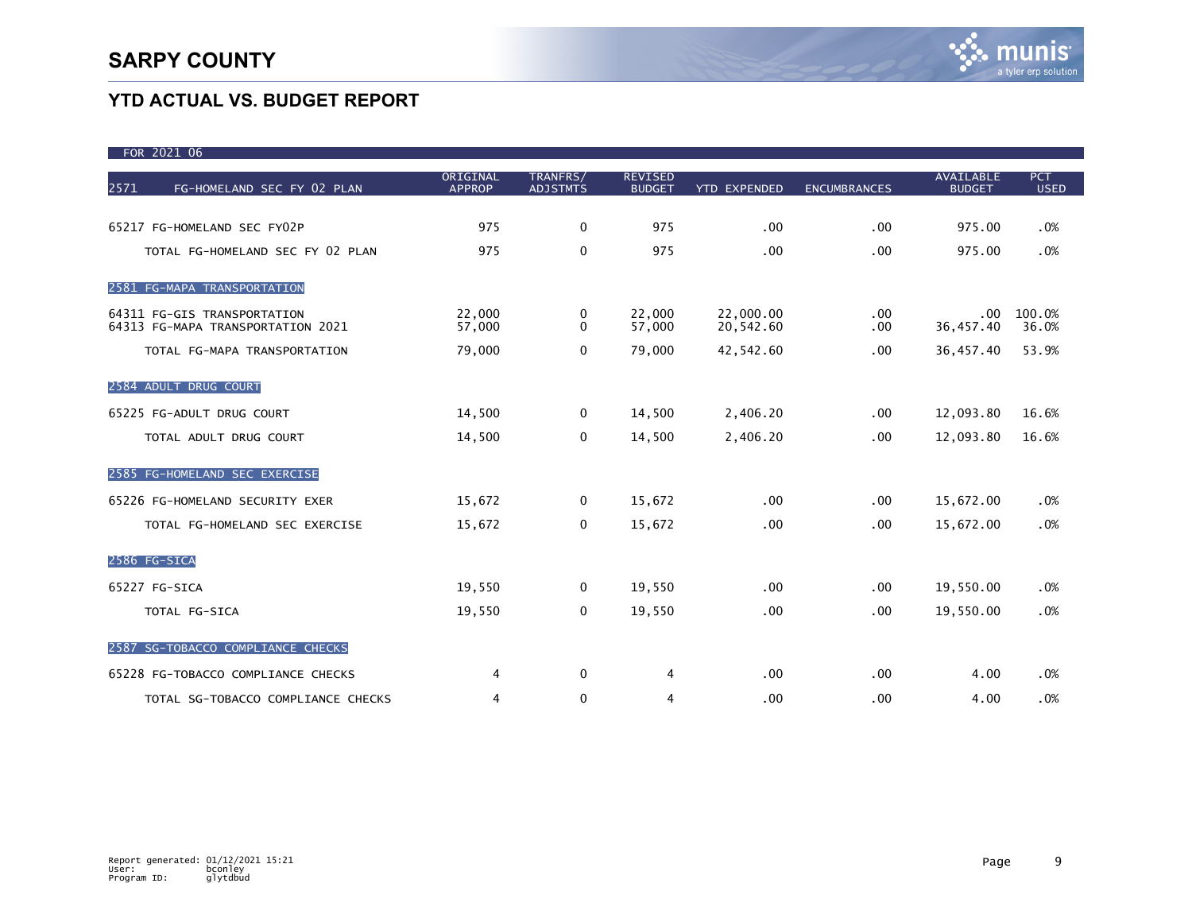# SARPY COUNTY

## YTD ACTUAL VS. BUDGET REPORT

FOR 2021 06

| 2571 FG-HOMELAND SEC FY 02 PLAN | ORIGINAL APPROP | TRANFRS/ ADJSTMTS | REVISED BUDGET | YTD EXPENDED | ENCUMBRANCES | AVAILABLE BUDGET | PCT USED |
|---|---|---|---|---|---|---|---|
| 65217 FG-HOMELAND SEC FY02P | 975 | 0 | 975 | .00 | .00 | 975.00 | .0% |
| TOTAL FG-HOMELAND SEC FY 02 PLAN | 975 | 0 | 975 | .00 | .00 | 975.00 | .0% |
| **2581 FG-MAPA TRANSPORTATION** | | | | | | | |
| 64311 FG-GIS TRANSPORTATION | 22,000 | 0 | 22,000 | 22,000.00 | .00 | .00 | 100.0% |
| 64313 FG-MAPA TRANSPORTATION 2021 | 57,000 | 0 | 57,000 | 20,542.60 | .00 | 36,457.40 | 36.0% |
| TOTAL FG-MAPA TRANSPORTATION | 79,000 | 0 | 79,000 | 42,542.60 | .00 | 36,457.40 | 53.9% |
| **2584 ADULT DRUG COURT** | | | | | | | |
| 65225 FG-ADULT DRUG COURT | 14,500 | 0 | 14,500 | 2,406.20 | .00 | 12,093.80 | 16.6% |
| TOTAL ADULT DRUG COURT | 14,500 | 0 | 14,500 | 2,406.20 | .00 | 12,093.80 | 16.6% |
| **2585 FG-HOMELAND SEC EXERCISE** | | | | | | | |
| 65226 FG-HOMELAND SECURITY EXER | 15,672 | 0 | 15,672 | .00 | .00 | 15,672.00 | .0% |
| TOTAL FG-HOMELAND SEC EXERCISE | 15,672 | 0 | 15,672 | .00 | .00 | 15,672.00 | .0% |
| **2586 FG-SICA** | | | | | | | |
| 65227 FG-SICA | 19,550 | 0 | 19,550 | .00 | .00 | 19,550.00 | .0% |
| TOTAL FG-SICA | 19,550 | 0 | 19,550 | .00 | .00 | 19,550.00 | .0% |
| **2587 SG-TOBACCO COMPLIANCE CHECKS** | | | | | | | |
| 65228 FG-TOBACCO COMPLIANCE CHECKS | 4 | 0 | 4 | .00 | .00 | 4.00 | .0% |
| TOTAL SG-TOBACCO COMPLIANCE CHECKS | 4 | 0 | 4 | .00 | .00 | 4.00 | .0% |

Report generated: 01/12/2021 15:21
User: bconley
Program ID: glytdbud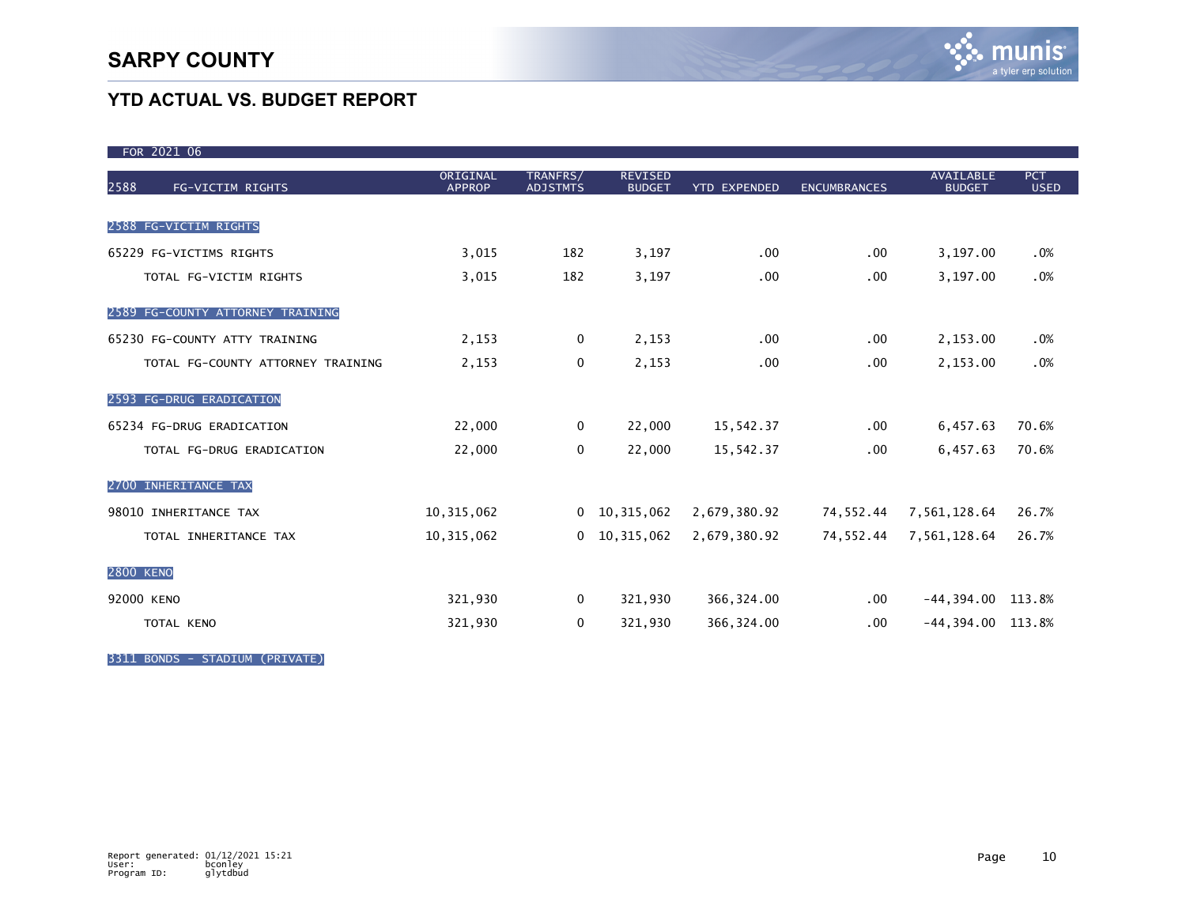# SARPY COUNTY

## YTD ACTUAL VS. BUDGET REPORT

FOR 2021 06

| 2588 FG-VICTIM RIGHTS | ORIGINAL APPROP | TRANFRS/ ADJSTMTS | REVISED BUDGET | YTD EXPENDED | ENCUMBRANCES | AVAILABLE BUDGET | PCT USED |
|---|---|---|---|---|---|---|---|
| **2588 FG-VICTIM RIGHTS** | | | | | | | |
| 65229 FG-VICTIMS RIGHTS | 3,015 | 182 | 3,197 | .00 | .00 | 3,197.00 | .0% |
| TOTAL FG-VICTIM RIGHTS | 3,015 | 182 | 3,197 | .00 | .00 | 3,197.00 | .0% |
| **2589 FG-COUNTY ATTORNEY TRAINING** | | | | | | | |
| 65230 FG-COUNTY ATTY TRAINING | 2,153 | 0 | 2,153 | .00 | .00 | 2,153.00 | .0% |
| TOTAL FG-COUNTY ATTORNEY TRAINING | 2,153 | 0 | 2,153 | .00 | .00 | 2,153.00 | .0% |
| **2593 FG-DRUG ERADICATION** | | | | | | | |
| 65234 FG-DRUG ERADICATION | 22,000 | 0 | 22,000 | 15,542.37 | .00 | 6,457.63 | 70.6% |
| TOTAL FG-DRUG ERADICATION | 22,000 | 0 | 22,000 | 15,542.37 | .00 | 6,457.63 | 70.6% |
| **2700 INHERITANCE TAX** | | | | | | | |
| 98010 INHERITANCE TAX | 10,315,062 | 0 | 10,315,062 | 2,679,380.92 | 74,552.44 | 7,561,128.64 | 26.7% |
| TOTAL INHERITANCE TAX | 10,315,062 | 0 | 10,315,062 | 2,679,380.92 | 74,552.44 | 7,561,128.64 | 26.7% |
| **2800 KENO** | | | | | | | |
| 92000 KENO | 321,930 | 0 | 321,930 | 366,324.00 | .00 | -44,394.00 | 113.8% |
| TOTAL KENO | 321,930 | 0 | 321,930 | 366,324.00 | .00 | -44,394.00 | 113.8% |
| **3311 BONDS - STADIUM (PRIVATE)** | | | | | | | |

Report generated: 01/12/2021 15:21
User: bconley
Program ID: glytdbud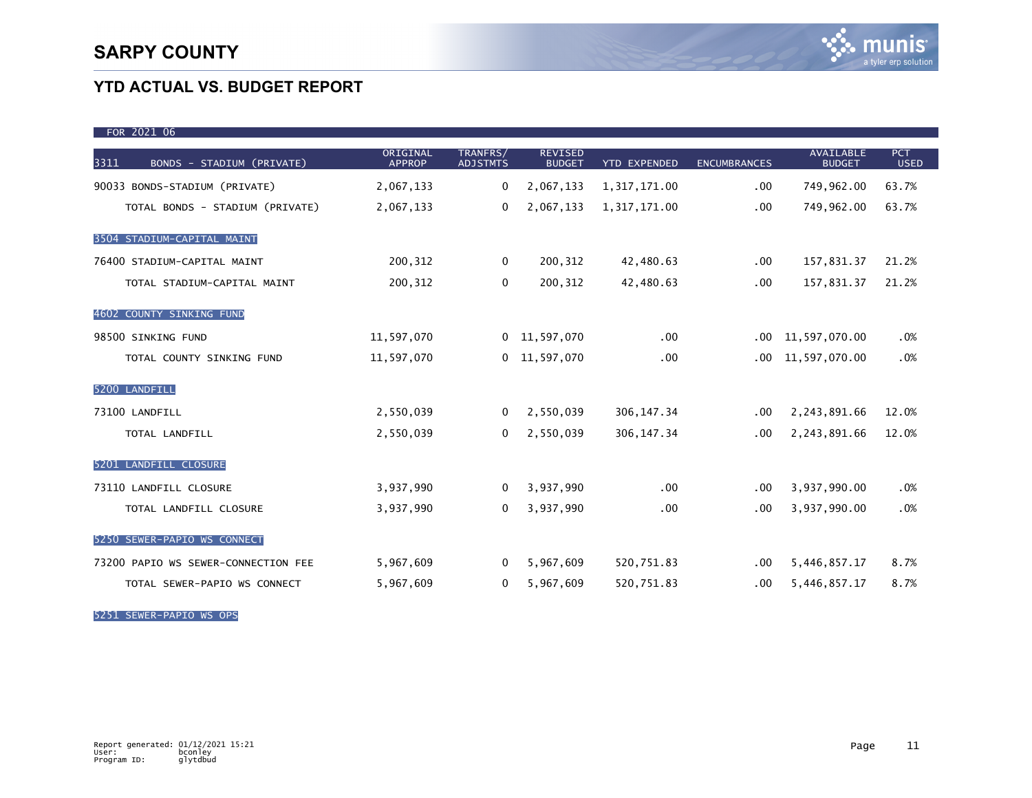# SARPY COUNTY

## YTD ACTUAL VS. BUDGET REPORT

FOR 2021 06

| 3311 BONDS - STADIUM (PRIVATE) | ORIGINAL APPROP | TRANFRS/ ADJSTMTS | REVISED BUDGET | YTD EXPENDED | ENCUMBRANCES | AVAILABLE BUDGET | PCT USED |
|---|---|---|---|---|---|---|---|
| 90033 BONDS-STADIUM (PRIVATE) | 2,067,133 | 0 | 2,067,133 | 1,317,171.00 | .00 | 749,962.00 | 63.7% |
| TOTAL BONDS - STADIUM (PRIVATE) | 2,067,133 | 0 | 2,067,133 | 1,317,171.00 | .00 | 749,962.00 | 63.7% |
| **3504 STADIUM-CAPITAL MAINT** | | | | | | | |
| 76400 STADIUM-CAPITAL MAINT | 200,312 | 0 | 200,312 | 42,480.63 | .00 | 157,831.37 | 21.2% |
| TOTAL STADIUM-CAPITAL MAINT | 200,312 | 0 | 200,312 | 42,480.63 | .00 | 157,831.37 | 21.2% |
| **4602 COUNTY SINKING FUND** | | | | | | | |
| 98500 SINKING FUND | 11,597,070 | 0 | 11,597,070 | .00 | .00 | 11,597,070.00 | .0% |
| TOTAL COUNTY SINKING FUND | 11,597,070 | 0 | 11,597,070 | .00 | .00 | 11,597,070.00 | .0% |
| **5200 LANDFILL** | | | | | | | |
| 73100 LANDFILL | 2,550,039 | 0 | 2,550,039 | 306,147.34 | .00 | 2,243,891.66 | 12.0% |
| TOTAL LANDFILL | 2,550,039 | 0 | 2,550,039 | 306,147.34 | .00 | 2,243,891.66 | 12.0% |
| **5201 LANDFILL CLOSURE** | | | | | | | |
| 73110 LANDFILL CLOSURE | 3,937,990 | 0 | 3,937,990 | .00 | .00 | 3,937,990.00 | .0% |
| TOTAL LANDFILL CLOSURE | 3,937,990 | 0 | 3,937,990 | .00 | .00 | 3,937,990.00 | .0% |
| **5250 SEWER-PAPIO WS CONNECT** | | | | | | | |
| 73200 PAPIO WS SEWER-CONNECTION FEE | 5,967,609 | 0 | 5,967,609 | 520,751.83 | .00 | 5,446,857.17 | 8.7% |
| TOTAL SEWER-PAPIO WS CONNECT | 5,967,609 | 0 | 5,967,609 | 520,751.83 | .00 | 5,446,857.17 | 8.7% |
| **5251 SEWER-PAPIO WS OPS** | | | | | | | |

Report generated: 01/12/2021 15:21
User: bconley
Program ID: glytdbud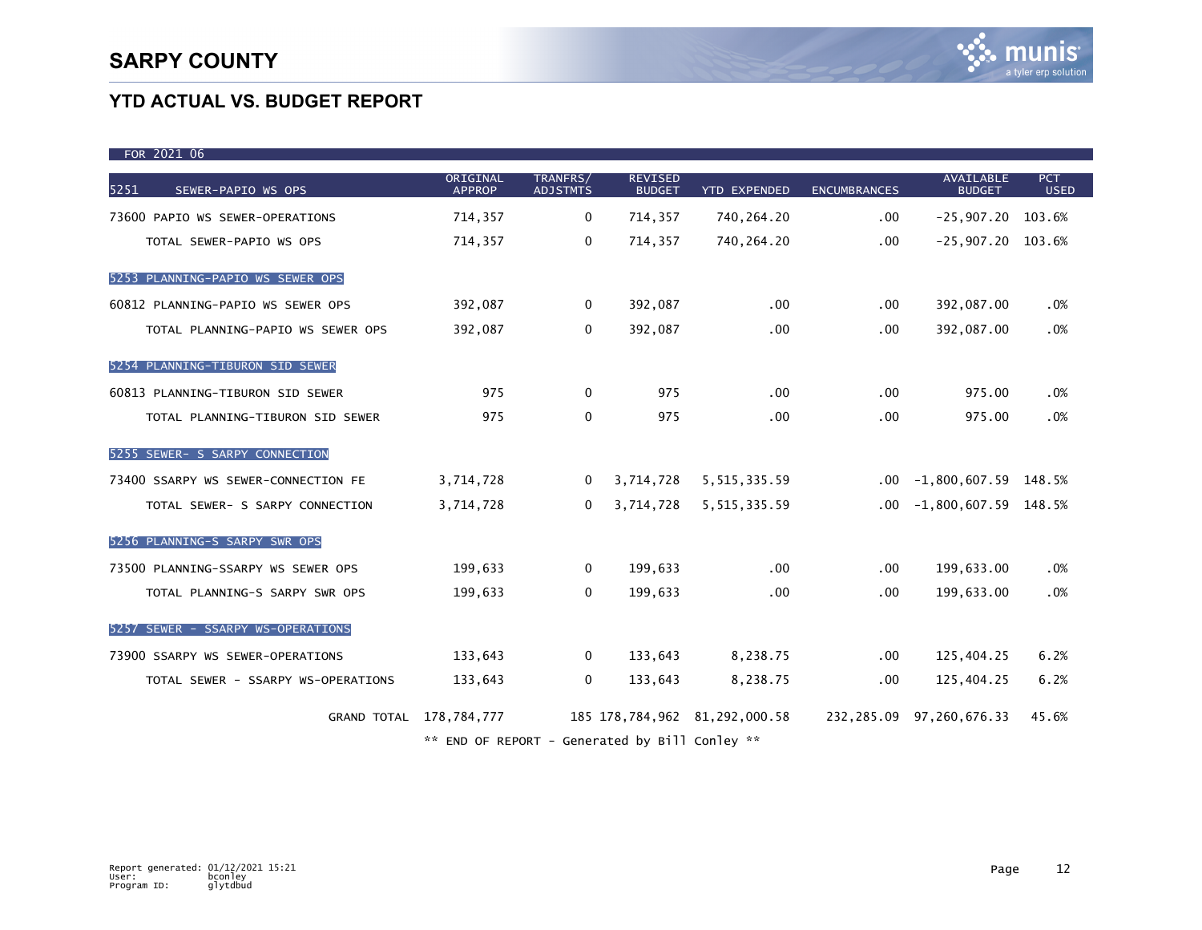# SARPY COUNTY

## YTD ACTUAL VS. BUDGET REPORT

FOR 2021 06

| 5251 SEWER-PAPIO WS OPS | ORIGINAL APPROP | TRANFRS/ ADJSTMTS | REVISED BUDGET | YTD EXPENDED | ENCUMBRANCES | AVAILABLE BUDGET | PCT USED |
|---|---|---|---|---|---|---|---|
| 73600 PAPIO WS SEWER-OPERATIONS | 714,357 | 0 | 714,357 | 740,264.20 | .00 | -25,907.20 | 103.6% |
| TOTAL SEWER-PAPIO WS OPS | 714,357 | 0 | 714,357 | 740,264.20 | .00 | -25,907.20 | 103.6% |
| **5253 PLANNING-PAPIO WS SEWER OPS** | | | | | | | |
| 60812 PLANNING-PAPIO WS SEWER OPS | 392,087 | 0 | 392,087 | .00 | .00 | 392,087.00 | .0% |
| TOTAL PLANNING-PAPIO WS SEWER OPS | 392,087 | 0 | 392,087 | .00 | .00 | 392,087.00 | .0% |
| **5254 PLANNING-TIBURON SID SEWER** | | | | | | | |
| 60813 PLANNING-TIBURON SID SEWER | 975 | 0 | 975 | .00 | .00 | 975.00 | .0% |
| TOTAL PLANNING-TIBURON SID SEWER | 975 | 0 | 975 | .00 | .00 | 975.00 | .0% |
| **5255 SEWER- S SARPY CONNECTION** | | | | | | | |
| 73400 SSARPY WS SEWER-CONNECTION FE | 3,714,728 | 0 | 3,714,728 | 5,515,335.59 | .00 | -1,800,607.59 | 148.5% |
| TOTAL SEWER- S SARPY CONNECTION | 3,714,728 | 0 | 3,714,728 | 5,515,335.59 | .00 | -1,800,607.59 | 148.5% |
| **5256 PLANNING-S SARPY SWR OPS** | | | | | | | |
| 73500 PLANNING-SSARPY WS SEWER OPS | 199,633 | 0 | 199,633 | .00 | .00 | 199,633.00 | .0% |
| TOTAL PLANNING-S SARPY SWR OPS | 199,633 | 0 | 199,633 | .00 | .00 | 199,633.00 | .0% |
| **5257 SEWER - SSARPY WS-OPERATIONS** | | | | | | | |
| 73900 SSARPY WS SEWER-OPERATIONS | 133,643 | 0 | 133,643 | 8,238.75 | .00 | 125,404.25 | 6.2% |
| TOTAL SEWER - SSARPY WS-OPERATIONS | 133,643 | 0 | 133,643 | 8,238.75 | .00 | 125,404.25 | 6.2% |
| GRAND TOTAL | 178,784,777 | 185 | 178,784,962 | 81,292,000.58 | 232,285.09 | 97,260,676.33 | 45.6% |

** END OF REPORT - Generated by Bill Conley **

Report generated: 01/12/2021 15:21
User: bconley
Program ID: glytdbud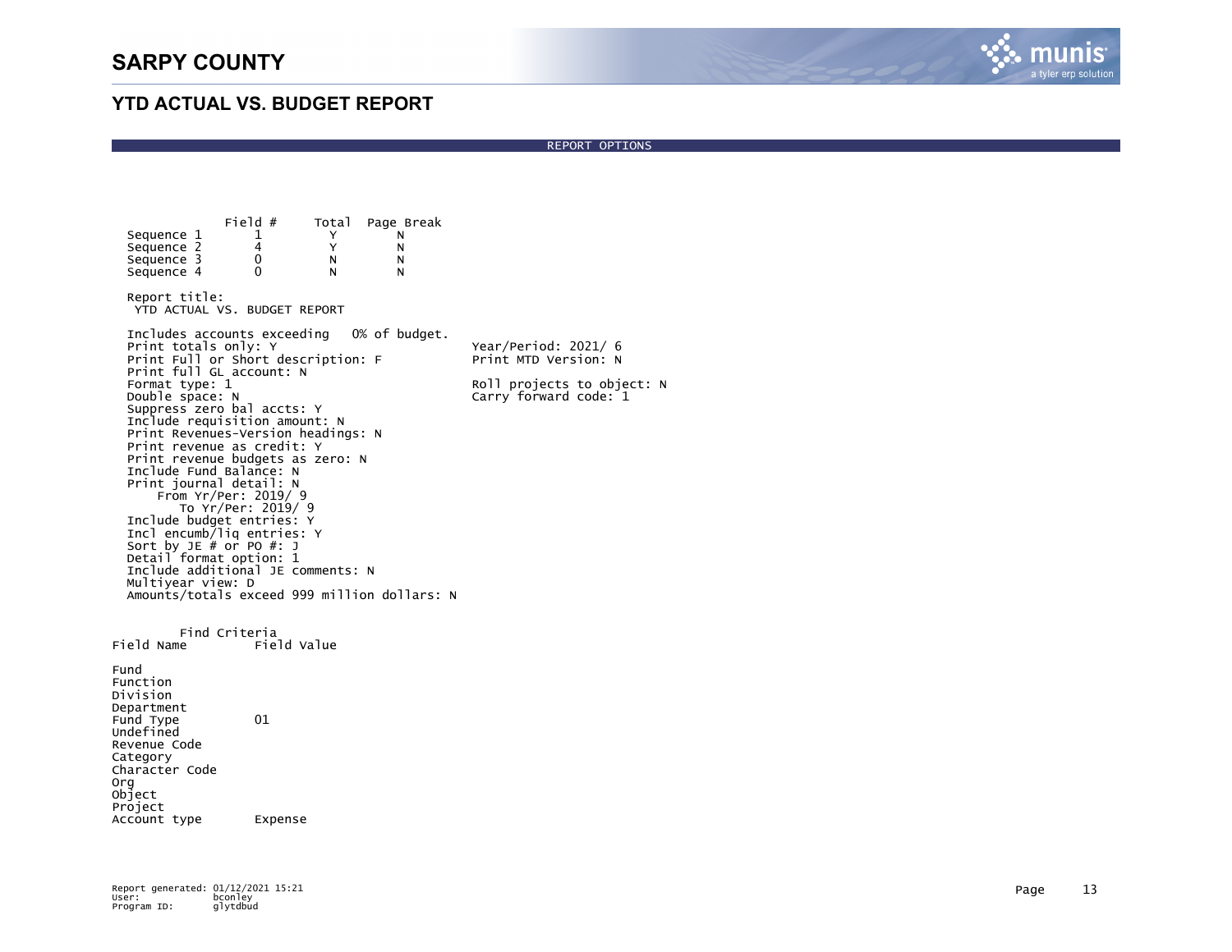# SARPY COUNTY

## YTD ACTUAL VS. BUDGET REPORT

REPORT OPTIONS

| | Field # | Total | Page Break |
|---|---|---|---|
| Sequence 1 | 1 | Y | N |
| Sequence 2 | 4 | Y | N |
| Sequence 3 | 0 | N | N |
| Sequence 4 | 0 | N | N |

Report title:
YTD ACTUAL VS. BUDGET REPORT

Includes accounts exceeding 0% of budget.
Print totals only: Y
Print Full or Short description: F
Print full GL account: N
Format type: 1
Double space: N
Suppress zero bal accts: Y
Include requisition amount: N
Print Revenues-Version headings: N
Print revenue as credit: Y
Print revenue budgets as zero: N
Include Fund Balance: N
Print journal detail: N
From Yr/Per: 2019/ 9
To Yr/Per: 2019/ 9
Include budget entries: Y
Incl encumb/liq entries: Y
Sort by JE # or PO #: J
Detail format option: 1
Include additional JE comments: N
Multiyear view: D
Amounts/totals exceed 999 million dollars: N

Year/Period: 2021/ 6
Print MTD Version: N
Roll projects to object: N
Carry forward code: 1

Find Criteria

| Field Name | Field Value |
|---|---|
| Fund | |
| Function | |
| Division | |
| Department | |
| Fund Type | 01 |
| Undefined | |
| Revenue Code | |
| Category | |
| Character Code | |
| Org | |
| Object | |
| Project | |
| Account type | Expense |

Report generated: 01/12/2021 15:21
User: bconley
Program ID: glytdbud